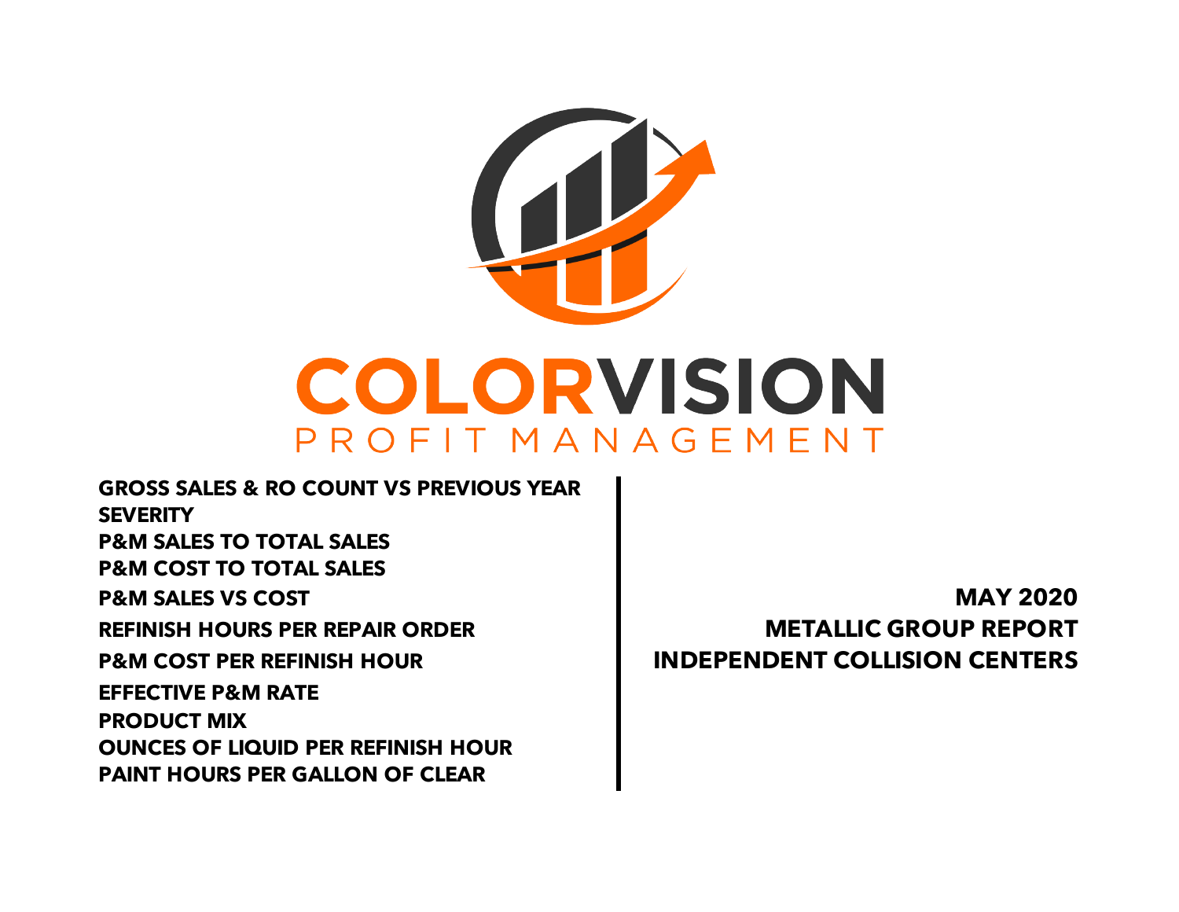# COLORVISION

PROFIT MANAGEMENT

**GROSS SALES & RO COUNT VS PREVIOUS YEAR**
**SEVERITY**
**P&M SALES TO TOTAL SALES**
**P&M COST TO TOTAL SALES**
**P&M SALES VS COST**
**REFINISH HOURS PER REPAIR ORDER**
**P&M COST PER REFINISH HOUR**
**EFFECTIVE P&M RATE**
**PRODUCT MIX**
**OUNCES OF LIQUID PER REFINISH HOUR**
**PAINT HOURS PER GALLON OF CLEAR**

**MAY 2020**
**METALLIC GROUP REPORT**
**INDEPENDENT COLLISION CENTERS**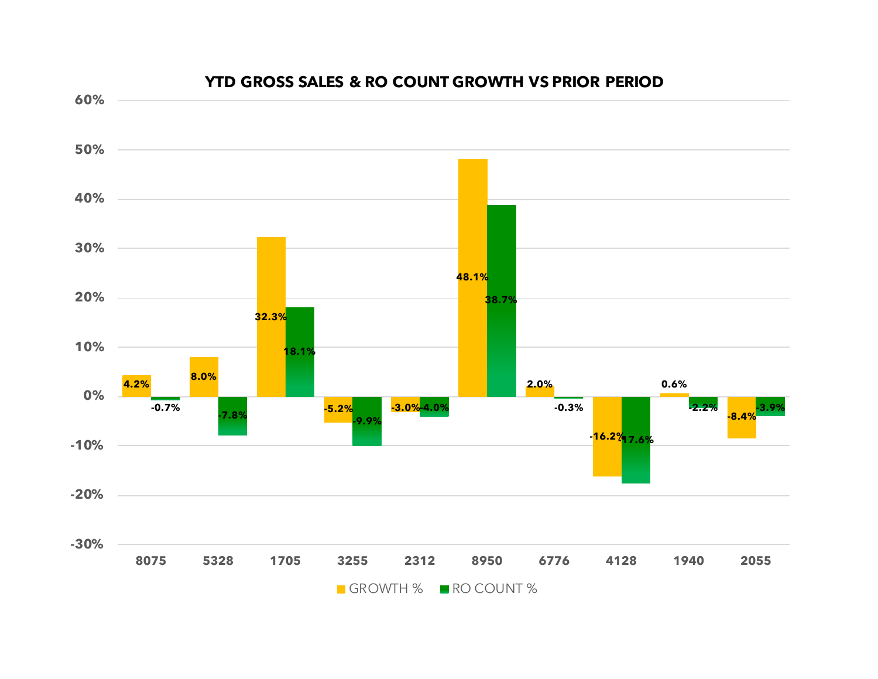## YTD GROSS SALES & RO COUNT GROWTH VS PRIOR PERIOD

| | GROWTH % | RO COUNT % |
|---|---|---|
| 8075 | 4.2% | -0.7% |
| 5328 | 8.0% | -7.8% |
| 1705 | 32.3% | 18.1% |
| 3255 | -5.2% | -9.9% |
| 2312 | -3.0% | -4.0% |
| 8950 | 48.1% | 38.7% |
| 6776 | 2.0% | -0.3% |
| 4128 | -16.2% | -17.6% |
| 1940 | 0.6% | -2.2% |
| 2055 | -8.4% | -3.9% |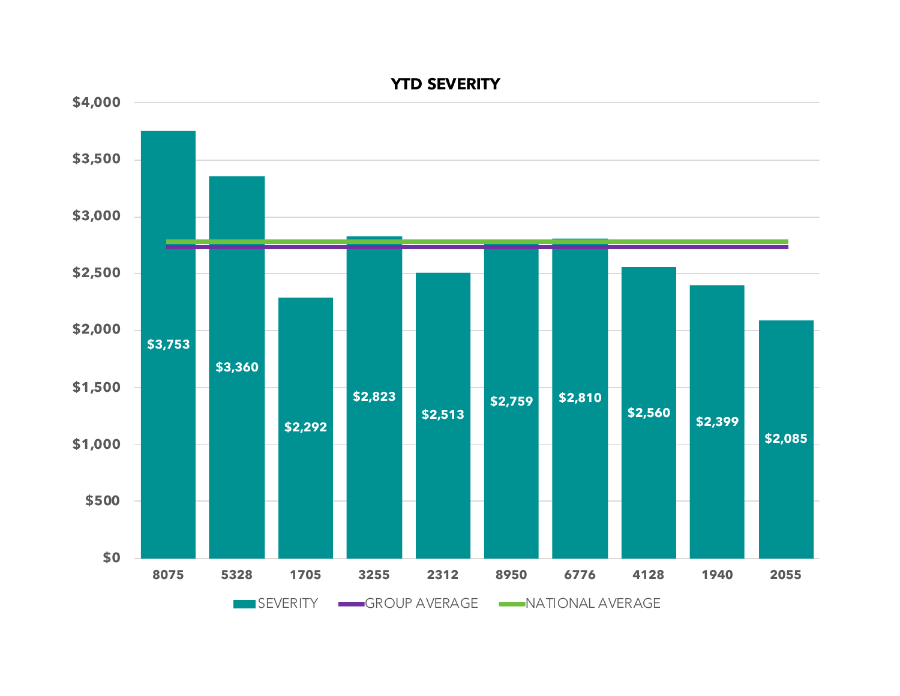## YTD SEVERITY

| | SEVERITY |
|---|---|
| 8075 | $3,753 |
| 5328 | $3,360 |
| 1705 | $2,292 |
| 3255 | $2,823 |
| 2312 | $2,513 |
| 8950 | $2,759 |
| 6776 | $2,810 |
| 4128 | $2,560 |
| 1940 | $2,399 |
| 2055 | $2,085 |

SEVERITY GROUP AVERAGE NATIONAL AVERAGE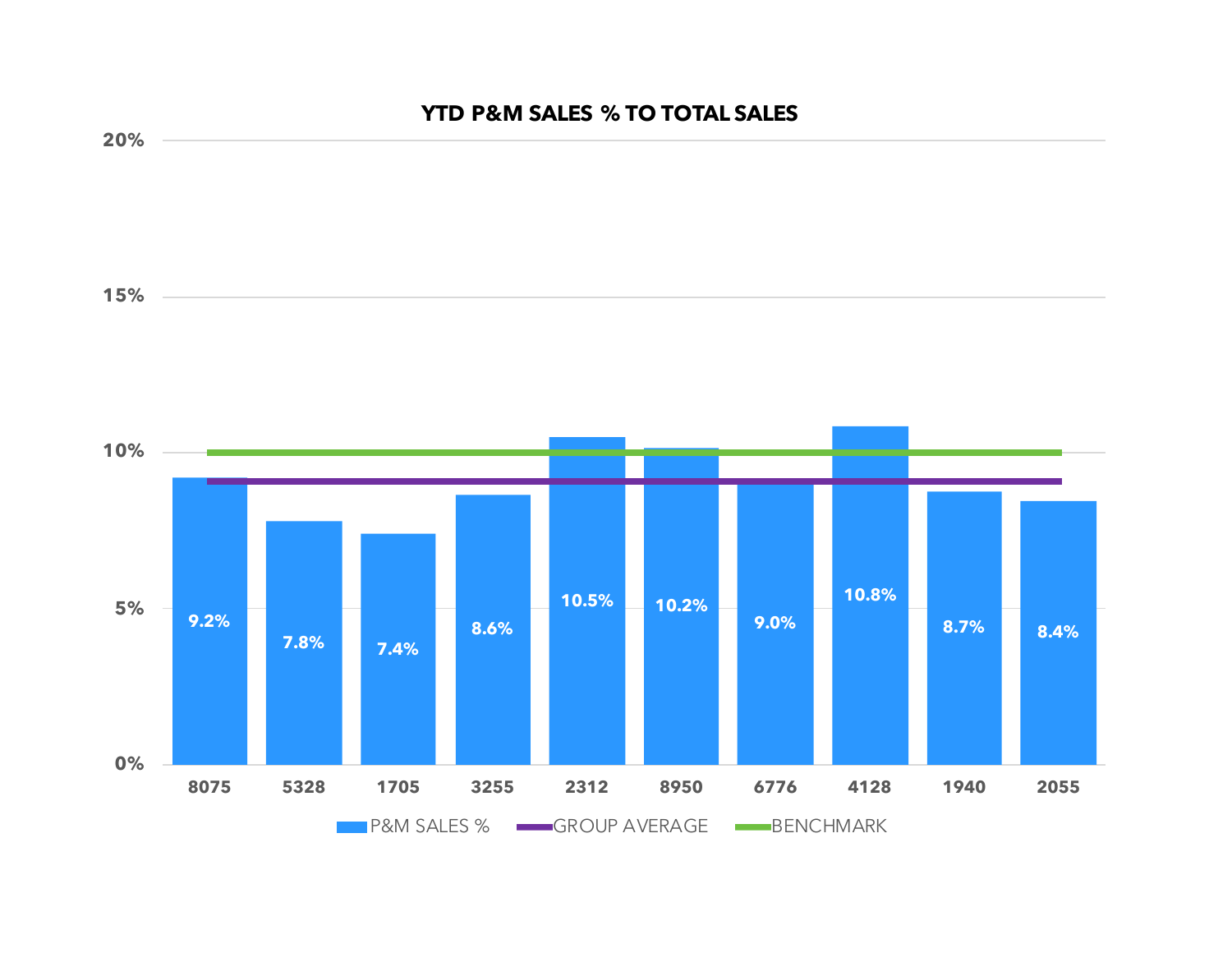## YTD P&M SALES % TO TOTAL SALES

| Store | P&M SALES % |
|---|---|
| 8075 | 9.2% |
| 5328 | 7.8% |
| 1705 | 7.4% |
| 3255 | 8.6% |
| 2312 | 10.5% |
| 8950 | 10.2% |
| 6776 | 9.0% |
| 4128 | 10.8% |
| 1940 | 8.7% |
| 2055 | 8.4% |

P&M SALES % | GROUP AVERAGE | BENCHMARK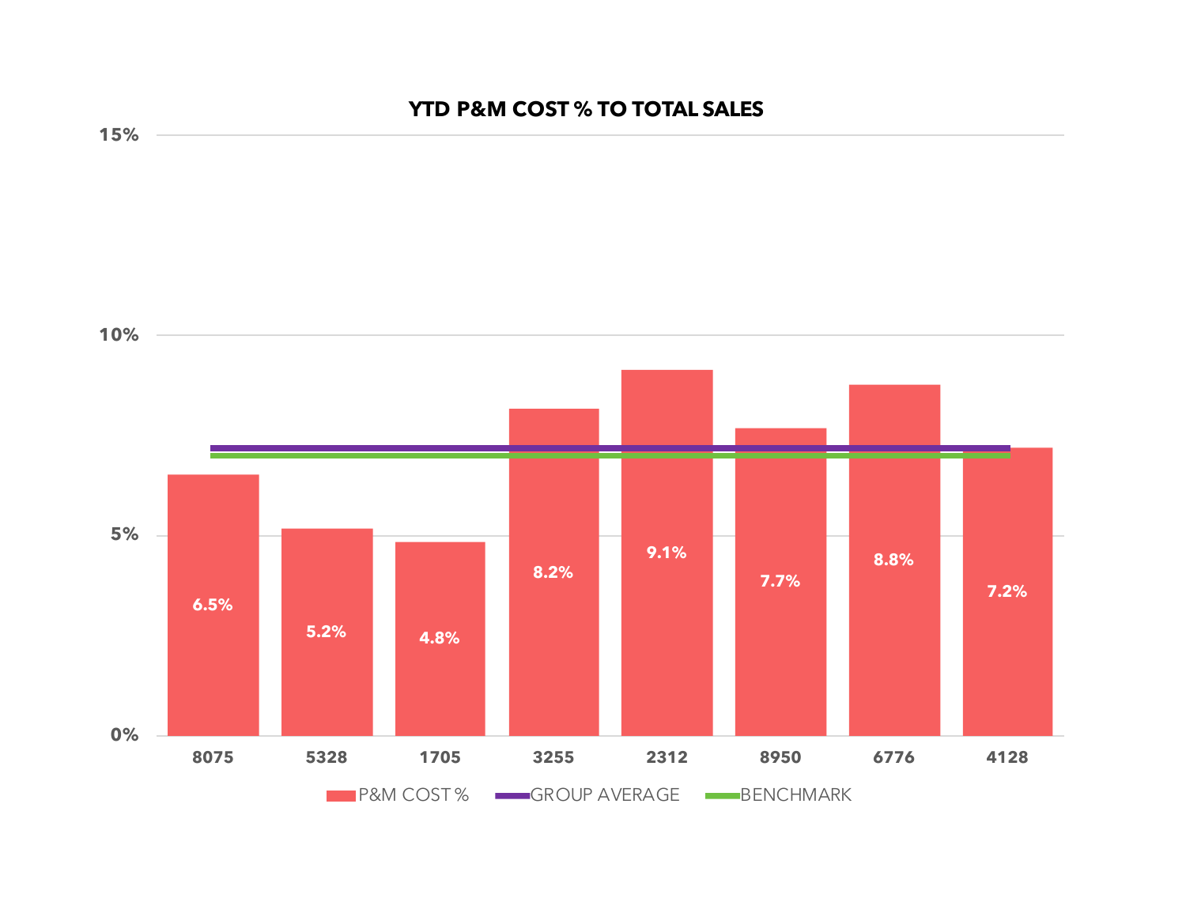## YTD P&M COST % TO TOTAL SALES

| Store | P&M COST % |
|---|---|
| 8075 | 6.5% |
| 5328 | 5.2% |
| 1705 | 4.8% |
| 3255 | 8.2% |
| 2312 | 9.1% |
| 8950 | 7.7% |
| 6776 | 8.8% |
| 4128 | 7.2% |

Legend: P&M COST % · GROUP AVERAGE · BENCHMARK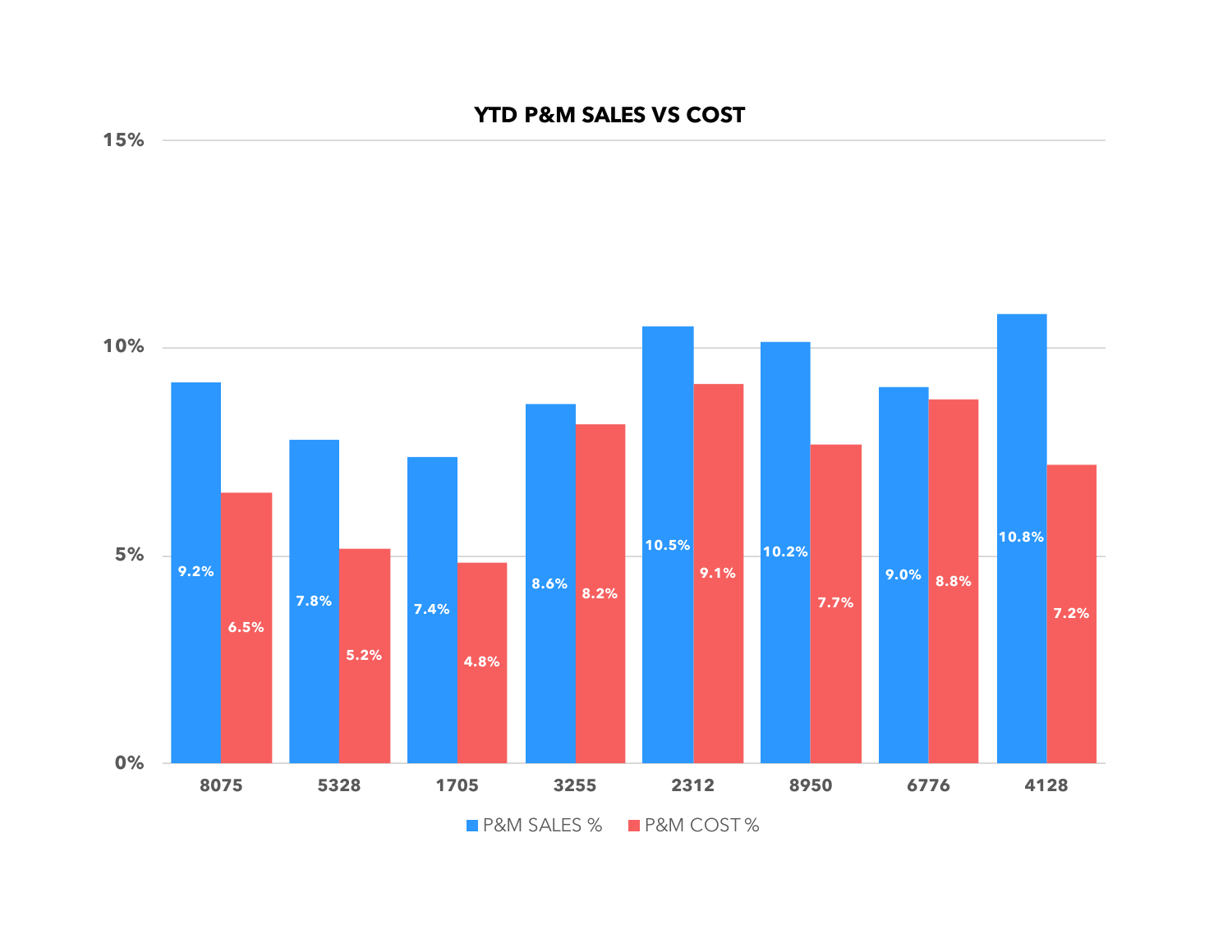## YTD P&M SALES VS COST

| | P&M SALES % | P&M COST % |
|---|---|---|
| 8075 | 9.2% | 6.5% |
| 5328 | 7.8% | 5.2% |
| 1705 | 7.4% | 4.8% |
| 3255 | 8.6% | 8.2% |
| 2312 | 10.5% | 9.1% |
| 8950 | 10.2% | 7.7% |
| 6776 | 9.0% | 8.8% |
| 4128 | 10.8% | 7.2% |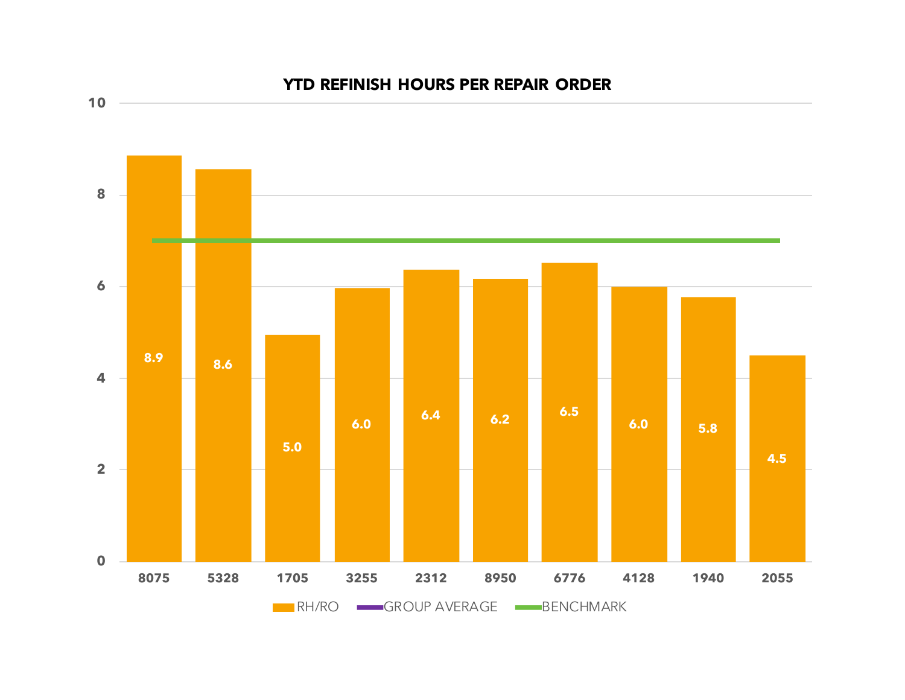## YTD REFINISH HOURS PER REPAIR ORDER

| Shop | RH/RO |
|---|---|
| 8075 | 8.9 |
| 5328 | 8.6 |
| 1705 | 5.0 |
| 3255 | 6.0 |
| 2312 | 6.4 |
| 8950 | 6.2 |
| 6776 | 6.5 |
| 4128 | 6.0 |
| 1940 | 5.8 |
| 2055 | 4.5 |

Legend: RH/RO, GROUP AVERAGE, BENCHMARK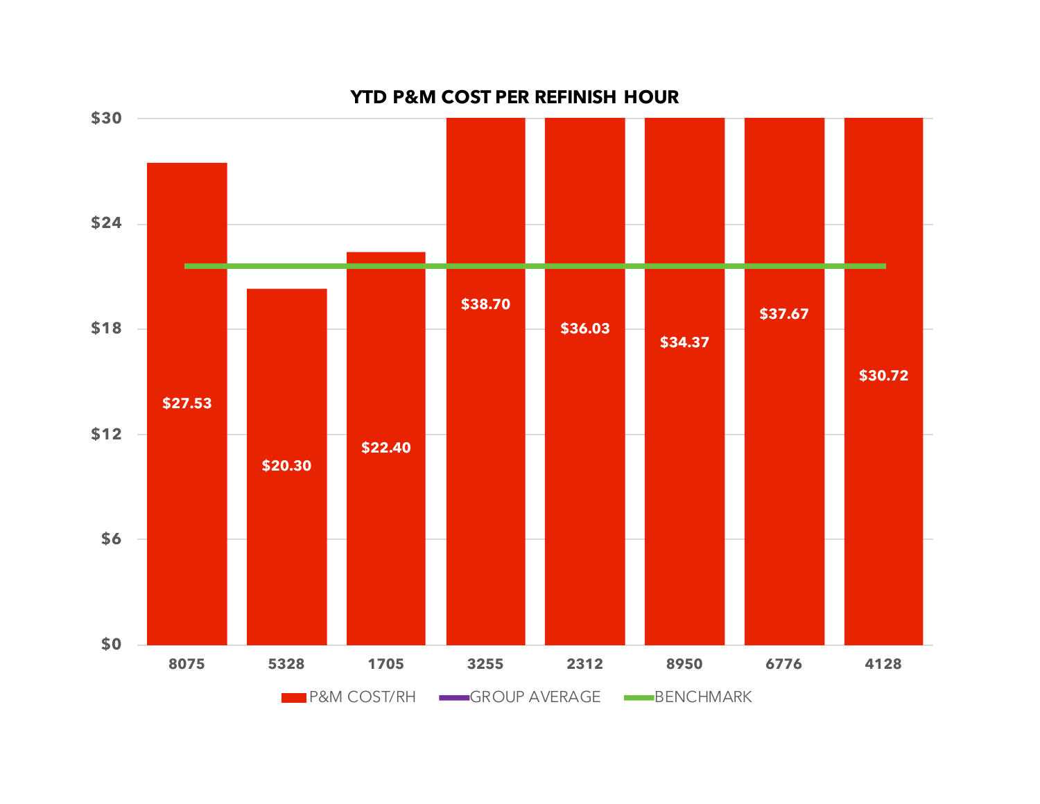# YTD P&M COST PER REFINISH HOUR

| | 8075 | 5328 | 1705 | 3255 | 2312 | 8950 | 6776 | 4128 |
|---|---|---|---|---|---|---|---|---|
| P&M COST/RH | $27.53 | $20.30 | $22.40 | $38.70 | $36.03 | $34.37 | $37.67 | $30.72 |

Legend: P&M COST/RH, GROUP AVERAGE, BENCHMARK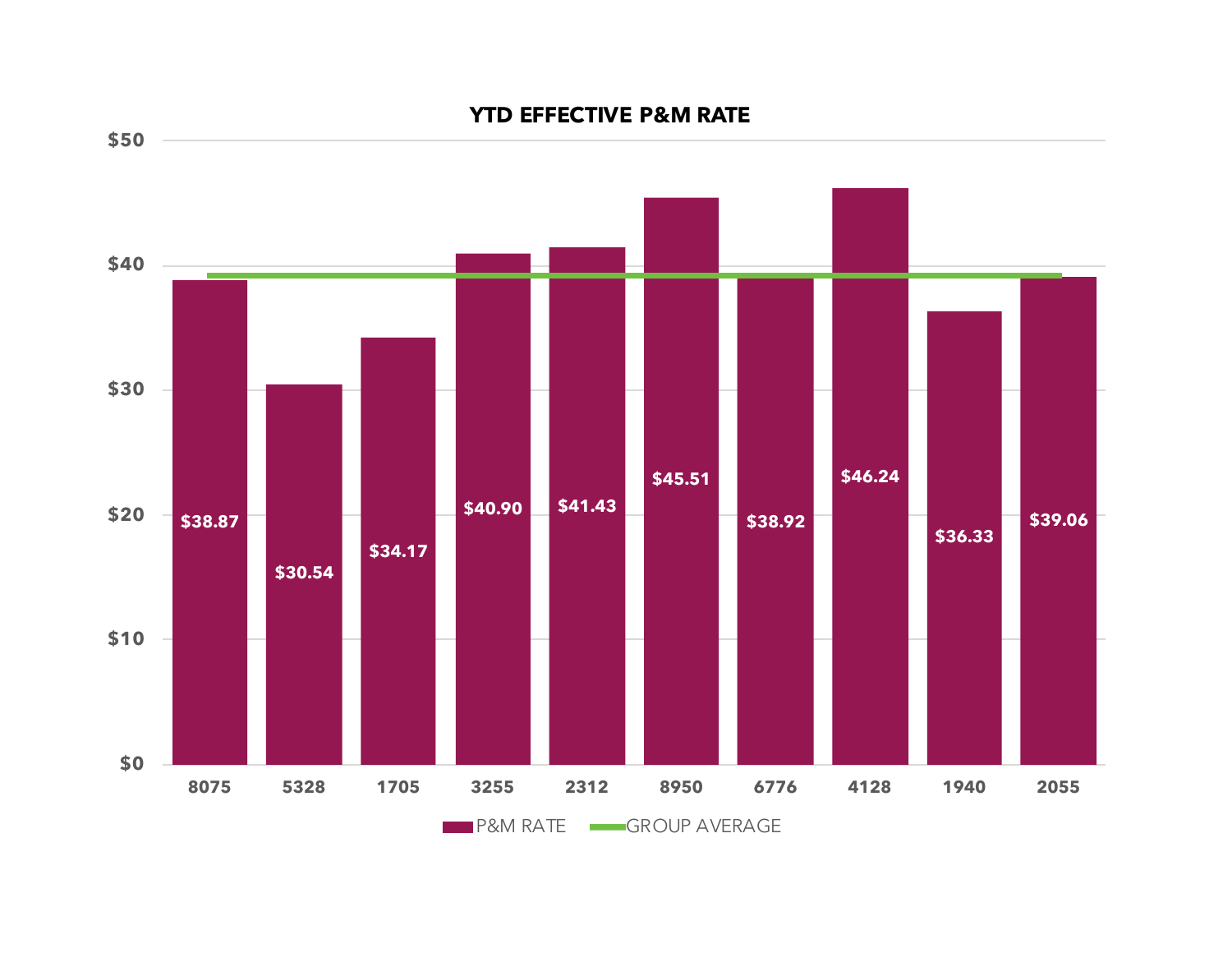## YTD EFFECTIVE P&M RATE

| | P&M RATE |
|---|---|
| 8075 | $38.87 |
| 5328 | $30.54 |
| 1705 | $34.17 |
| 3255 | $40.90 |
| 2312 | $41.43 |
| 8950 | $45.51 |
| 6776 | $38.92 |
| 4128 | $46.24 |
| 1940 | $36.33 |
| 2055 | $39.06 |

P&M RATE — GROUP AVERAGE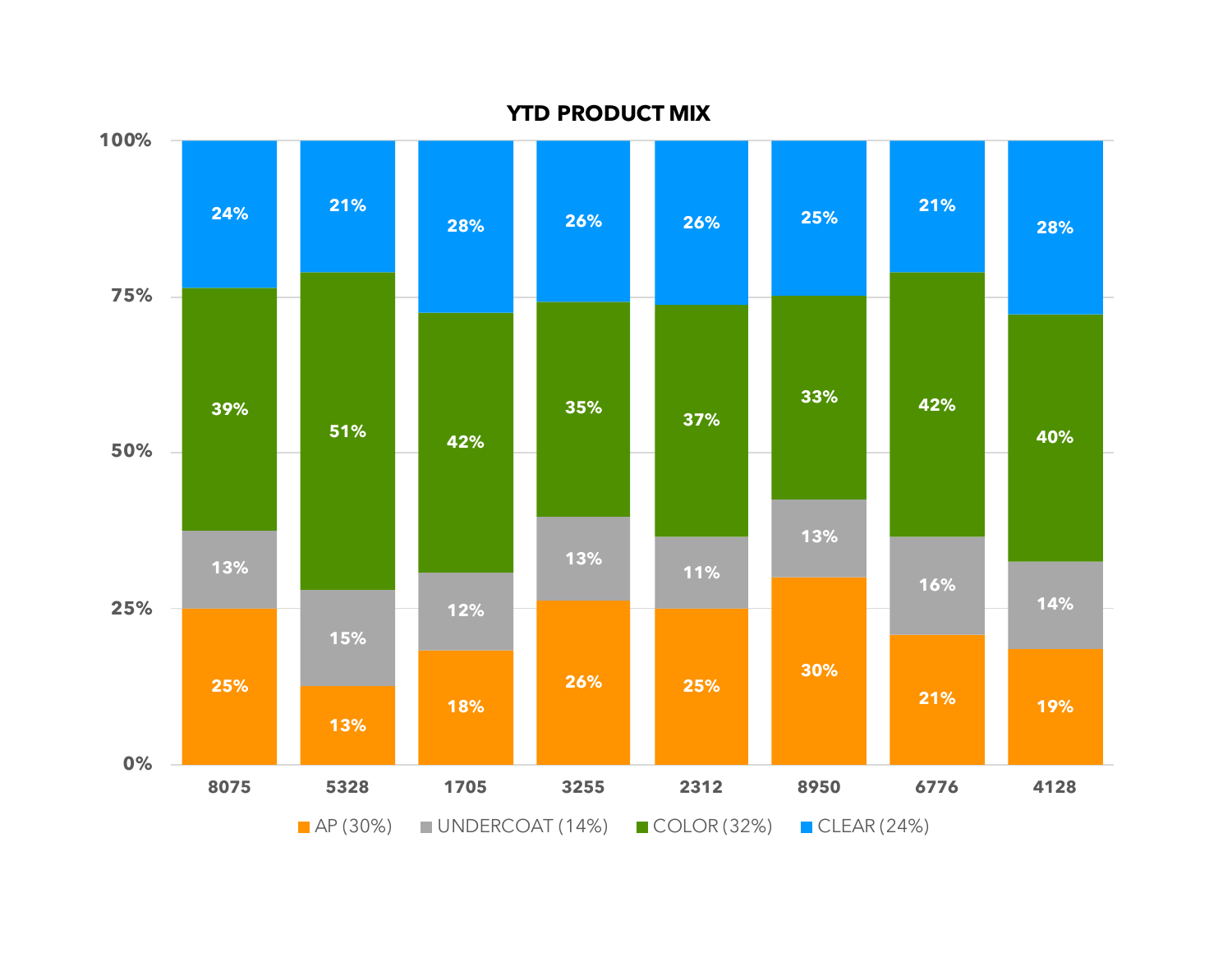# YTD PRODUCT MIX

| | 8075 | 5328 | 1705 | 3255 | 2312 | 8950 | 6776 | 4128 |
|---|---|---|---|---|---|---|---|---|
| AP (30%) | 25% | 13% | 18% | 26% | 25% | 30% | 21% | 19% |
| UNDERCOAT (14%) | 13% | 15% | 12% | 13% | 11% | 13% | 16% | 14% |
| COLOR (32%) | 39% | 51% | 42% | 35% | 37% | 33% | 42% | 40% |
| CLEAR (24%) | 24% | 21% | 28% | 26% | 26% | 25% | 21% | 28% |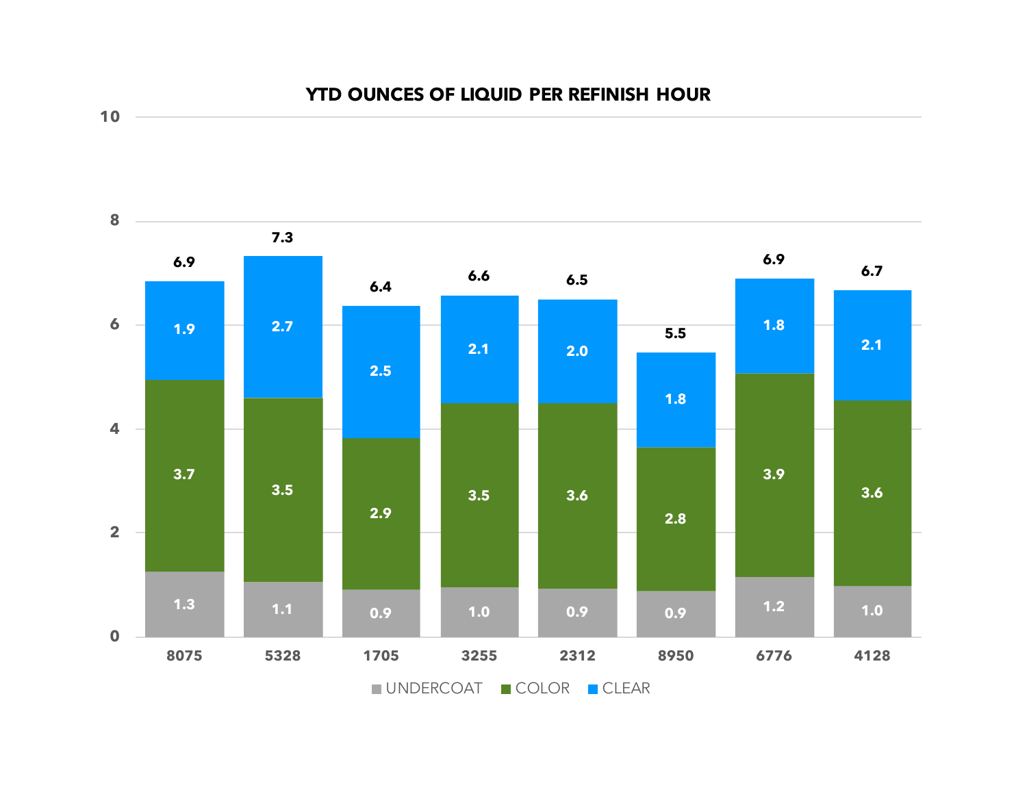## YTD OUNCES OF LIQUID PER REFINISH HOUR

| Shop | UNDERCOAT | COLOR | CLEAR | Total |
|---|---|---|---|---|
| 8075 | 1.3 | 3.7 | 1.9 | 6.9 |
| 5328 | 1.1 | 3.5 | 2.7 | 7.3 |
| 1705 | 0.9 | 2.9 | 2.5 | 6.4 |
| 3255 | 1.0 | 3.5 | 2.1 | 6.6 |
| 2312 | 0.9 | 3.6 | 2.0 | 6.5 |
| 8950 | 0.9 | 2.8 | 1.8 | 5.5 |
| 6776 | 1.2 | 3.9 | 1.8 | 6.9 |
| 4128 | 1.0 | 3.6 | 2.1 | 6.7 |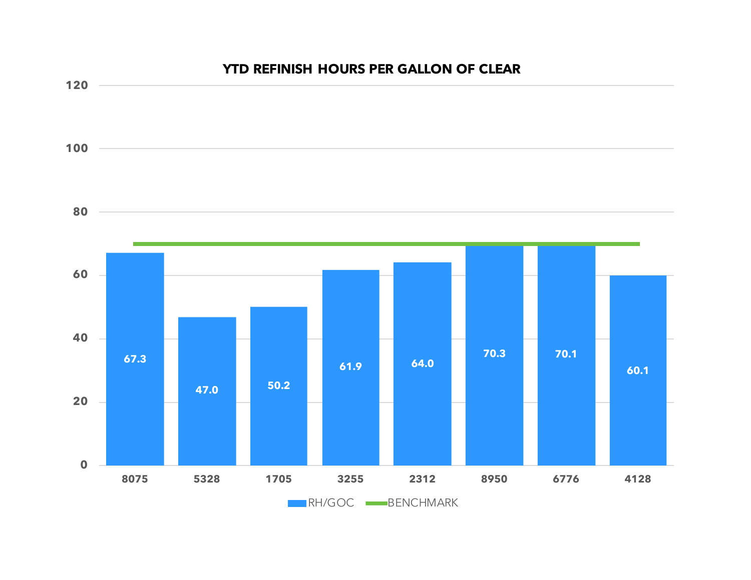YTD REFINISH HOURS PER GALLON OF CLEAR

120
100
80
60
40
20
0

67.3
47.0
50.2
61.9
64.0
70.3
70.1
60.1

8075
5328
1705
3255
2312
8950
6776
4128

RH/GOC
BENCHMARK